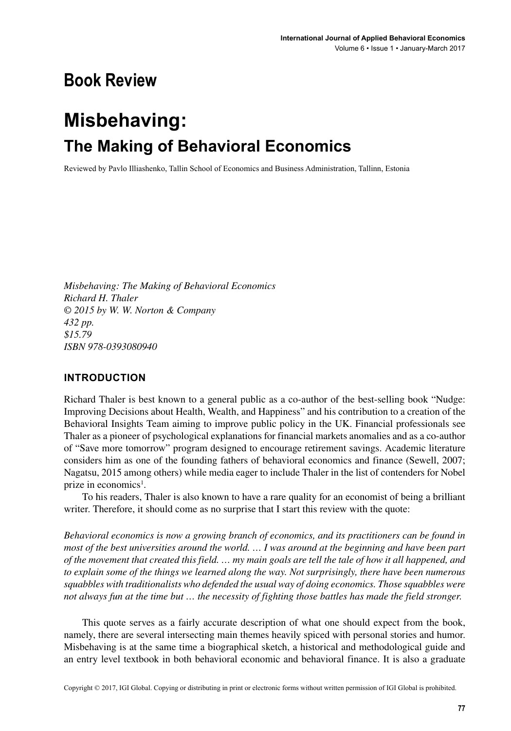## Book Review

# Misbehaving:

## The Making of Behavioral Economics

Reviewed by Pavlo Illiashenko, Tallin School of Economics and Business Administration, Tallinn, Estonia

*Misbehaving: The Making of Behavioral Economics*
*Richard H. Thaler*
*© 2015 by W. W. Norton & Company*
*432 pp.*
*$15.79*
*ISBN 978-0393080940*

### INTRODUCTION

Richard Thaler is best known to a general public as a co-author of the best-selling book "Nudge: Improving Decisions about Health, Wealth, and Happiness" and his contribution to a creation of the Behavioral Insights Team aiming to improve public policy in the UK. Financial professionals see Thaler as a pioneer of psychological explanations for financial markets anomalies and as a co-author of "Save more tomorrow" program designed to encourage retirement savings. Academic literature considers him as one of the founding fathers of behavioral economics and finance (Sewell, 2007; Nagatsu, 2015 among others) while media eager to include Thaler in the list of contenders for Nobel prize in economics[1].

To his readers, Thaler is also known to have a rare quality for an economist of being a brilliant writer. Therefore, it should come as no surprise that I start this review with the quote:

*Behavioral economics is now a growing branch of economics, and its practitioners can be found in most of the best universities around the world. … I was around at the beginning and have been part of the movement that created this field. … my main goals are tell the tale of how it all happened, and to explain some of the things we learned along the way. Not surprisingly, there have been numerous squabbles with traditionalists who defended the usual way of doing economics. Those squabbles were not always fun at the time but … the necessity of fighting those battles has made the field stronger.*

This quote serves as a fairly accurate description of what one should expect from the book, namely, there are several intersecting main themes heavily spiced with personal stories and humor. Misbehaving is at the same time a biographical sketch, a historical and methodological guide and an entry level textbook in both behavioral economic and behavioral finance. It is also a graduate

Copyright © 2017, IGI Global. Copying or distributing in print or electronic forms without written permission of IGI Global is prohibited.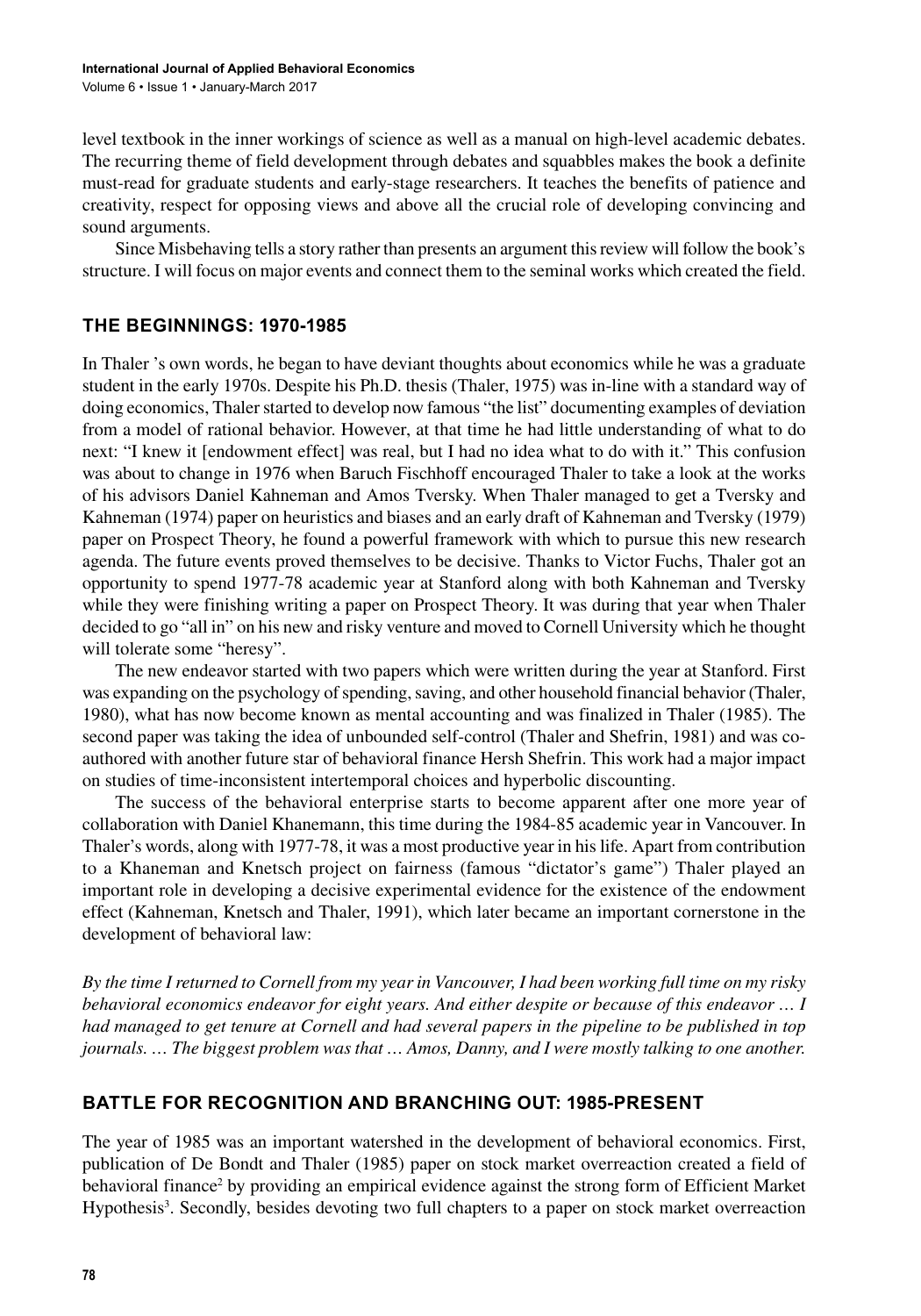level textbook in the inner workings of science as well as a manual on high-level academic debates. The recurring theme of field development through debates and squabbles makes the book a definite must-read for graduate students and early-stage researchers. It teaches the benefits of patience and creativity, respect for opposing views and above all the crucial role of developing convincing and sound arguments.

Since Misbehaving tells a story rather than presents an argument this review will follow the book's structure. I will focus on major events and connect them to the seminal works which created the field.

## THE BEGINNINGS: 1970-1985

In Thaler 's own words, he began to have deviant thoughts about economics while he was a graduate student in the early 1970s. Despite his Ph.D. thesis (Thaler, 1975) was in-line with a standard way of doing economics, Thaler started to develop now famous "the list" documenting examples of deviation from a model of rational behavior. However, at that time he had little understanding of what to do next: "I knew it [endowment effect] was real, but I had no idea what to do with it." This confusion was about to change in 1976 when Baruch Fischhoff encouraged Thaler to take a look at the works of his advisors Daniel Kahneman and Amos Tversky. When Thaler managed to get a Tversky and Kahneman (1974) paper on heuristics and biases and an early draft of Kahneman and Tversky (1979) paper on Prospect Theory, he found a powerful framework with which to pursue this new research agenda. The future events proved themselves to be decisive. Thanks to Victor Fuchs, Thaler got an opportunity to spend 1977-78 academic year at Stanford along with both Kahneman and Tversky while they were finishing writing a paper on Prospect Theory. It was during that year when Thaler decided to go "all in" on his new and risky venture and moved to Cornell University which he thought will tolerate some "heresy".

The new endeavor started with two papers which were written during the year at Stanford. First was expanding on the psychology of spending, saving, and other household financial behavior (Thaler, 1980), what has now become known as mental accounting and was finalized in Thaler (1985). The second paper was taking the idea of unbounded self-control (Thaler and Shefrin, 1981) and was co-authored with another future star of behavioral finance Hersh Shefrin. This work had a major impact on studies of time-inconsistent intertemporal choices and hyperbolic discounting.

The success of the behavioral enterprise starts to become apparent after one more year of collaboration with Daniel Khanemann, this time during the 1984-85 academic year in Vancouver. In Thaler's words, along with 1977-78, it was a most productive year in his life. Apart from contribution to a Khaneman and Knetsch project on fairness (famous "dictator's game") Thaler played an important role in developing a decisive experimental evidence for the existence of the endowment effect (Kahneman, Knetsch and Thaler, 1991), which later became an important cornerstone in the development of behavioral law:

*By the time I returned to Cornell from my year in Vancouver, I had been working full time on my risky behavioral economics endeavor for eight years. And either despite or because of this endeavor … I had managed to get tenure at Cornell and had several papers in the pipeline to be published in top journals. … The biggest problem was that … Amos, Danny, and I were mostly talking to one another.*

## BATTLE FOR RECOGNITION AND BRANCHING OUT: 1985-PRESENT

The year of 1985 was an important watershed in the development of behavioral economics. First, publication of De Bondt and Thaler (1985) paper on stock market overreaction created a field of behavioral finance[2] by providing an empirical evidence against the strong form of Efficient Market Hypothesis[3]. Secondly, besides devoting two full chapters to a paper on stock market overreaction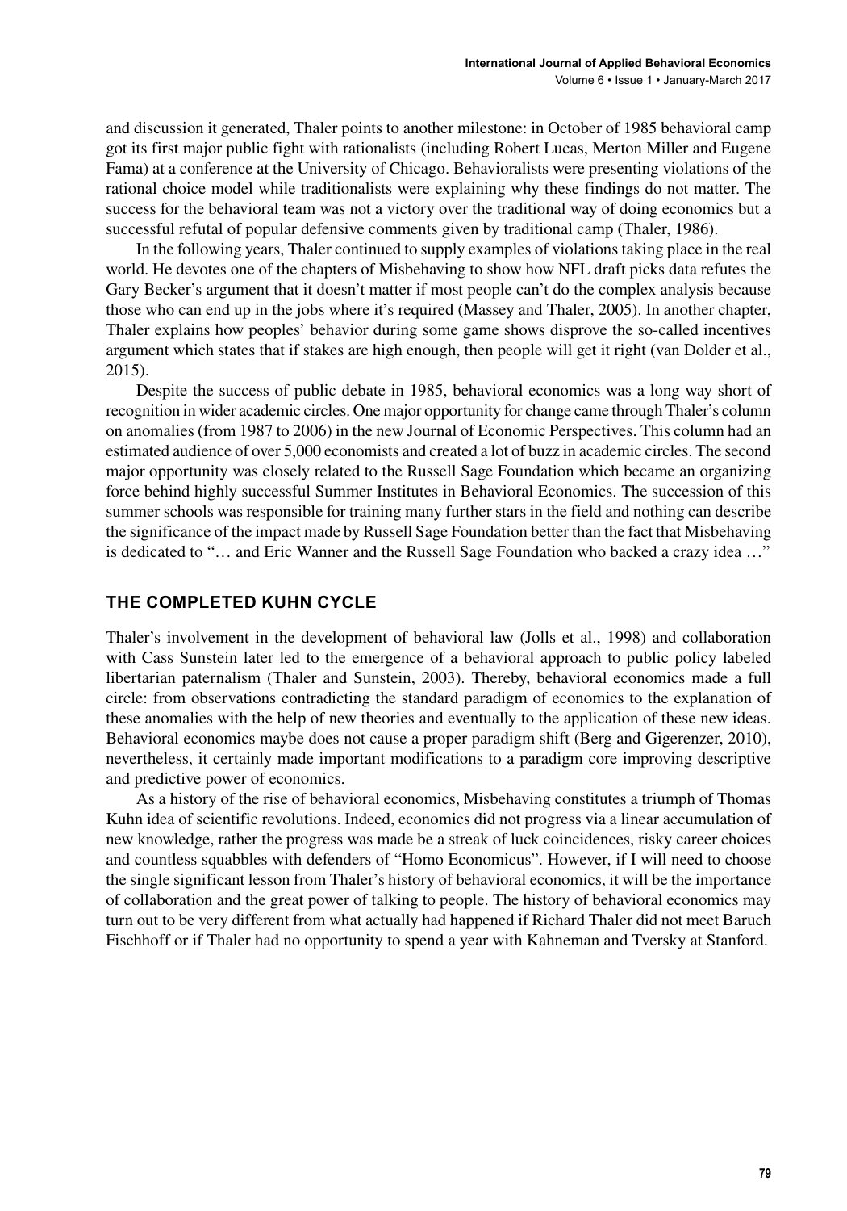and discussion it generated, Thaler points to another milestone: in October of 1985 behavioral camp got its first major public fight with rationalists (including Robert Lucas, Merton Miller and Eugene Fama) at a conference at the University of Chicago. Behavioralists were presenting violations of the rational choice model while traditionalists were explaining why these findings do not matter. The success for the behavioral team was not a victory over the traditional way of doing economics but a successful refutal of popular defensive comments given by traditional camp (Thaler, 1986).

In the following years, Thaler continued to supply examples of violations taking place in the real world. He devotes one of the chapters of Misbehaving to show how NFL draft picks data refutes the Gary Becker's argument that it doesn't matter if most people can't do the complex analysis because those who can end up in the jobs where it's required (Massey and Thaler, 2005). In another chapter, Thaler explains how peoples' behavior during some game shows disprove the so-called incentives argument which states that if stakes are high enough, then people will get it right (van Dolder et al., 2015).

Despite the success of public debate in 1985, behavioral economics was a long way short of recognition in wider academic circles. One major opportunity for change came through Thaler's column on anomalies (from 1987 to 2006) in the new Journal of Economic Perspectives. This column had an estimated audience of over 5,000 economists and created a lot of buzz in academic circles. The second major opportunity was closely related to the Russell Sage Foundation which became an organizing force behind highly successful Summer Institutes in Behavioral Economics. The succession of this summer schools was responsible for training many further stars in the field and nothing can describe the significance of the impact made by Russell Sage Foundation better than the fact that Misbehaving is dedicated to "… and Eric Wanner and the Russell Sage Foundation who backed a crazy idea …"

## THE COMPLETED KUHN CYCLE

Thaler's involvement in the development of behavioral law (Jolls et al., 1998) and collaboration with Cass Sunstein later led to the emergence of a behavioral approach to public policy labeled libertarian paternalism (Thaler and Sunstein, 2003). Thereby, behavioral economics made a full circle: from observations contradicting the standard paradigm of economics to the explanation of these anomalies with the help of new theories and eventually to the application of these new ideas. Behavioral economics maybe does not cause a proper paradigm shift (Berg and Gigerenzer, 2010), nevertheless, it certainly made important modifications to a paradigm core improving descriptive and predictive power of economics.

As a history of the rise of behavioral economics, Misbehaving constitutes a triumph of Thomas Kuhn idea of scientific revolutions. Indeed, economics did not progress via a linear accumulation of new knowledge, rather the progress was made be a streak of luck coincidences, risky career choices and countless squabbles with defenders of "Homo Economicus". However, if I will need to choose the single significant lesson from Thaler's history of behavioral economics, it will be the importance of collaboration and the great power of talking to people. The history of behavioral economics may turn out to be very different from what actually had happened if Richard Thaler did not meet Baruch Fischhoff or if Thaler had no opportunity to spend a year with Kahneman and Tversky at Stanford.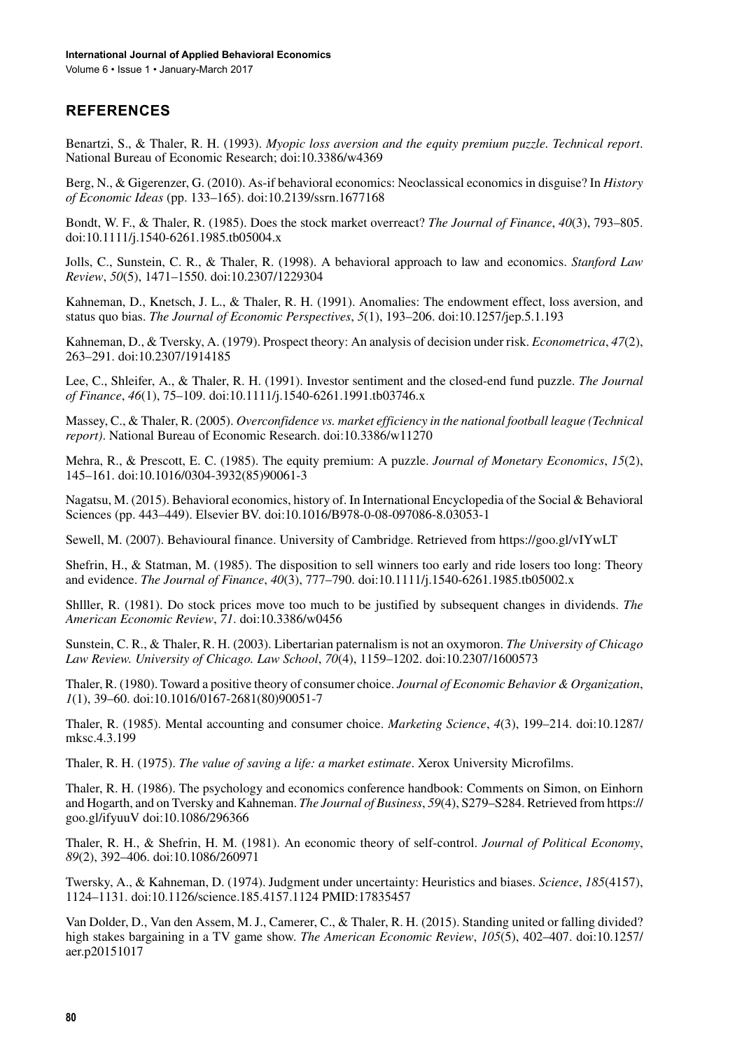## REFERENCES

Benartzi, S., & Thaler, R. H. (1993). *Myopic loss aversion and the equity premium puzzle. Technical report*. National Bureau of Economic Research; doi:10.3386/w4369

Berg, N., & Gigerenzer, G. (2010). As-if behavioral economics: Neoclassical economics in disguise? In *History of Economic Ideas* (pp. 133–165). doi:10.2139/ssrn.1677168

Bondt, W. F., & Thaler, R. (1985). Does the stock market overreact? *The Journal of Finance*, *40*(3), 793–805. doi:10.1111/j.1540-6261.1985.tb05004.x

Jolls, C., Sunstein, C. R., & Thaler, R. (1998). A behavioral approach to law and economics. *Stanford Law Review*, *50*(5), 1471–1550. doi:10.2307/1229304

Kahneman, D., Knetsch, J. L., & Thaler, R. H. (1991). Anomalies: The endowment effect, loss aversion, and status quo bias. *The Journal of Economic Perspectives*, *5*(1), 193–206. doi:10.1257/jep.5.1.193

Kahneman, D., & Tversky, A. (1979). Prospect theory: An analysis of decision under risk. *Econometrica*, *47*(2), 263–291. doi:10.2307/1914185

Lee, C., Shleifer, A., & Thaler, R. H. (1991). Investor sentiment and the closed-end fund puzzle. *The Journal of Finance*, *46*(1), 75–109. doi:10.1111/j.1540-6261.1991.tb03746.x

Massey, C., & Thaler, R. (2005). *Overconfidence vs. market efficiency in the national football league (Technical report)*. National Bureau of Economic Research. doi:10.3386/w11270

Mehra, R., & Prescott, E. C. (1985). The equity premium: A puzzle. *Journal of Monetary Economics*, *15*(2), 145–161. doi:10.1016/0304-3932(85)90061-3

Nagatsu, M. (2015). Behavioral economics, history of. In International Encyclopedia of the Social & Behavioral Sciences (pp. 443–449). Elsevier BV. doi:10.1016/B978-0-08-097086-8.03053-1

Sewell, M. (2007). Behavioural finance. University of Cambridge. Retrieved from https://goo.gl/vIYwLT

Shefrin, H., & Statman, M. (1985). The disposition to sell winners too early and ride losers too long: Theory and evidence. *The Journal of Finance*, *40*(3), 777–790. doi:10.1111/j.1540-6261.1985.tb05002.x

Shlller, R. (1981). Do stock prices move too much to be justified by subsequent changes in dividends. *The American Economic Review*, *71*. doi:10.3386/w0456

Sunstein, C. R., & Thaler, R. H. (2003). Libertarian paternalism is not an oxymoron. *The University of Chicago Law Review. University of Chicago. Law School*, *70*(4), 1159–1202. doi:10.2307/1600573

Thaler, R. (1980). Toward a positive theory of consumer choice. *Journal of Economic Behavior & Organization*, *1*(1), 39–60. doi:10.1016/0167-2681(80)90051-7

Thaler, R. (1985). Mental accounting and consumer choice. *Marketing Science*, *4*(3), 199–214. doi:10.1287/mksc.4.3.199

Thaler, R. H. (1975). *The value of saving a life: a market estimate*. Xerox University Microfilms.

Thaler, R. H. (1986). The psychology and economics conference handbook: Comments on Simon, on Einhorn and Hogarth, and on Tversky and Kahneman. *The Journal of Business*, *59*(4), S279–S284. Retrieved from https://goo.gl/ifyuuV doi:10.1086/296366

Thaler, R. H., & Shefrin, H. M. (1981). An economic theory of self-control. *Journal of Political Economy*, *89*(2), 392–406. doi:10.1086/260971

Twersky, A., & Kahneman, D. (1974). Judgment under uncertainty: Heuristics and biases. *Science*, *185*(4157), 1124–1131. doi:10.1126/science.185.4157.1124 PMID:17835457

Van Dolder, D., Van den Assem, M. J., Camerer, C., & Thaler, R. H. (2015). Standing united or falling divided? high stakes bargaining in a TV game show. *The American Economic Review*, *105*(5), 402–407. doi:10.1257/aer.p20151017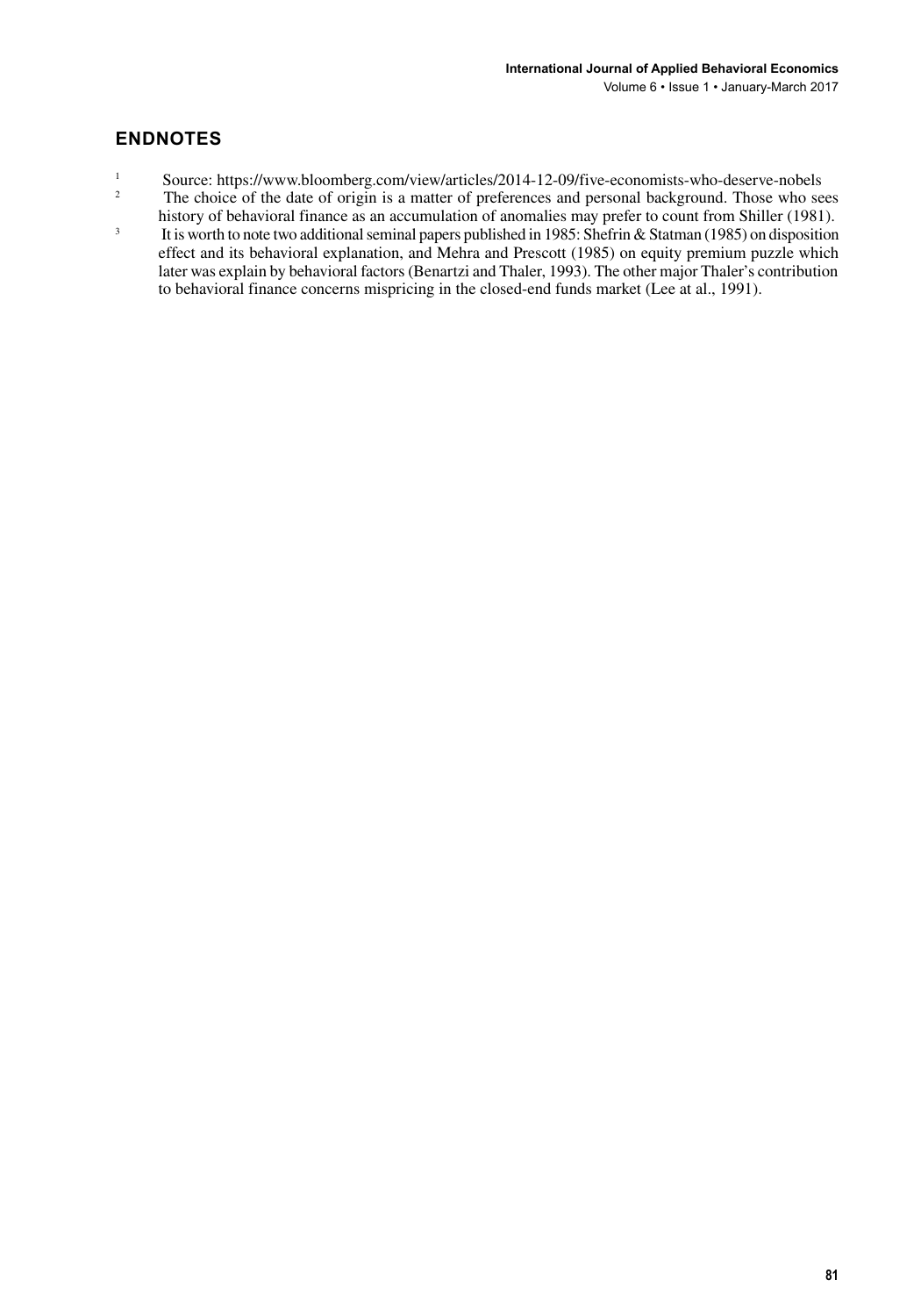## ENDNOTES

1. Source: https://www.bloomberg.com/view/articles/2014-12-09/five-economists-who-deserve-nobels
2. The choice of the date of origin is a matter of preferences and personal background. Those who sees history of behavioral finance as an accumulation of anomalies may prefer to count from Shiller (1981).
3. It is worth to note two additional seminal papers published in 1985: Shefrin & Statman (1985) on disposition effect and its behavioral explanation, and Mehra and Prescott (1985) on equity premium puzzle which later was explain by behavioral factors (Benartzi and Thaler, 1993). The other major Thaler's contribution to behavioral finance concerns mispricing in the closed-end funds market (Lee at al., 1991).